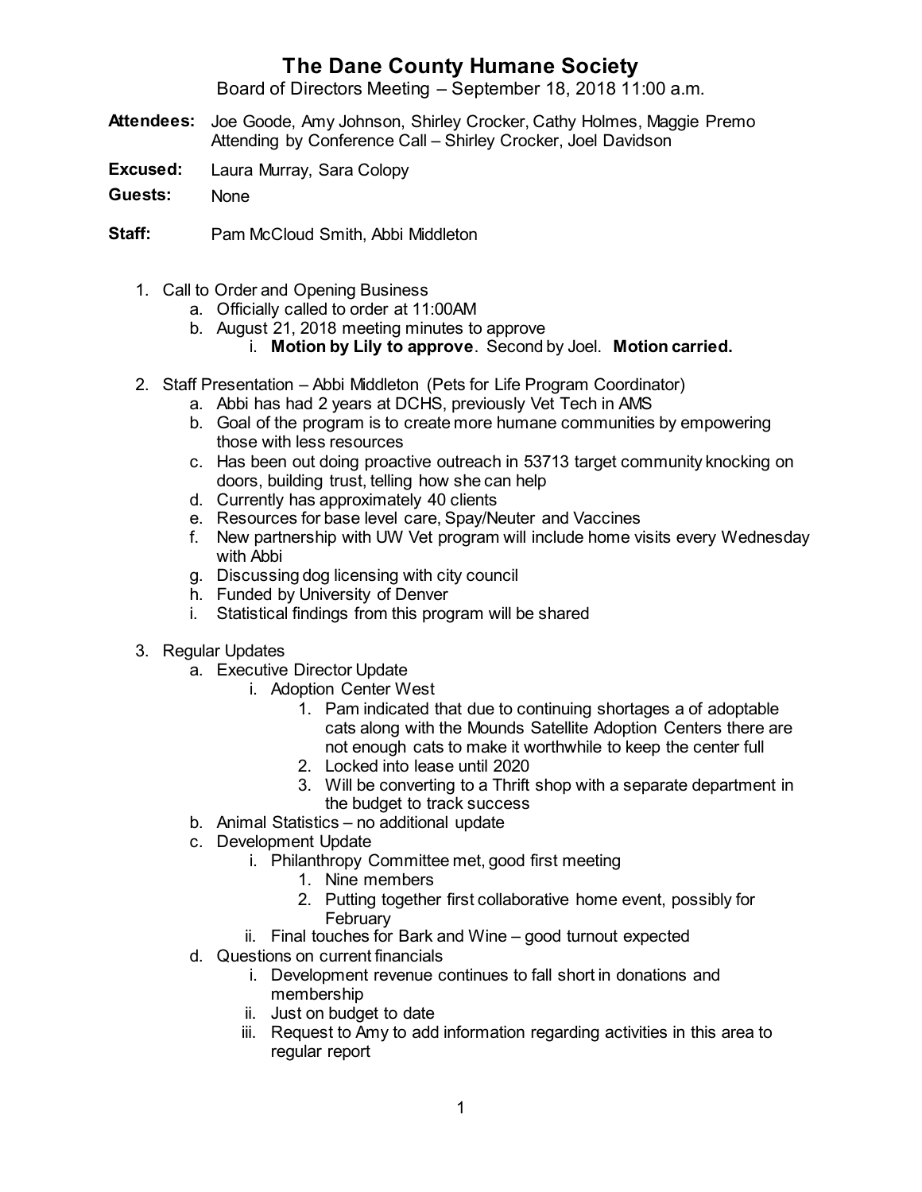# The Dane County Humane Society

Board of Directors Meeting – September 18, 2018 11:00 a.m.

**Attendees:** Joe Goode, Amy Johnson, Shirley Crocker, Cathy Holmes, Maggie Premo
Attending by Conference Call – Shirley Crocker, Joel Davidson

**Excused:** Laura Murray, Sara Colopy

**Guests:** None

**Staff:** Pam McCloud Smith, Abbi Middleton

1. Call to Order and Opening Business
    a. Officially called to order at 11:00AM
    b. August 21, 2018 meeting minutes to approve
        i. **Motion by Lily to approve**. Second by Joel. **Motion carried.**

2. Staff Presentation – Abbi Middleton (Pets for Life Program Coordinator)
    a. Abbi has had 2 years at DCHS, previously Vet Tech in AMS
    b. Goal of the program is to create more humane communities by empowering those with less resources
    c. Has been out doing proactive outreach in 53713 target community knocking on doors, building trust, telling how she can help
    d. Currently has approximately 40 clients
    e. Resources for base level care, Spay/Neuter and Vaccines
    f. New partnership with UW Vet program will include home visits every Wednesday with Abbi
    g. Discussing dog licensing with city council
    h. Funded by University of Denver
    i. Statistical findings from this program will be shared

3. Regular Updates
    a. Executive Director Update
        i. Adoption Center West
            1. Pam indicated that due to continuing shortages a of adoptable cats along with the Mounds Satellite Adoption Centers there are not enough cats to make it worthwhile to keep the center full
            2. Locked into lease until 2020
            3. Will be converting to a Thrift shop with a separate department in the budget to track success
    b. Animal Statistics – no additional update
    c. Development Update
        i. Philanthropy Committee met, good first meeting
            1. Nine members
            2. Putting together first collaborative home event, possibly for February
        ii. Final touches for Bark and Wine – good turnout expected
    d. Questions on current financials
        i. Development revenue continues to fall short in donations and membership
        ii. Just on budget to date
        iii. Request to Amy to add information regarding activities in this area to regular report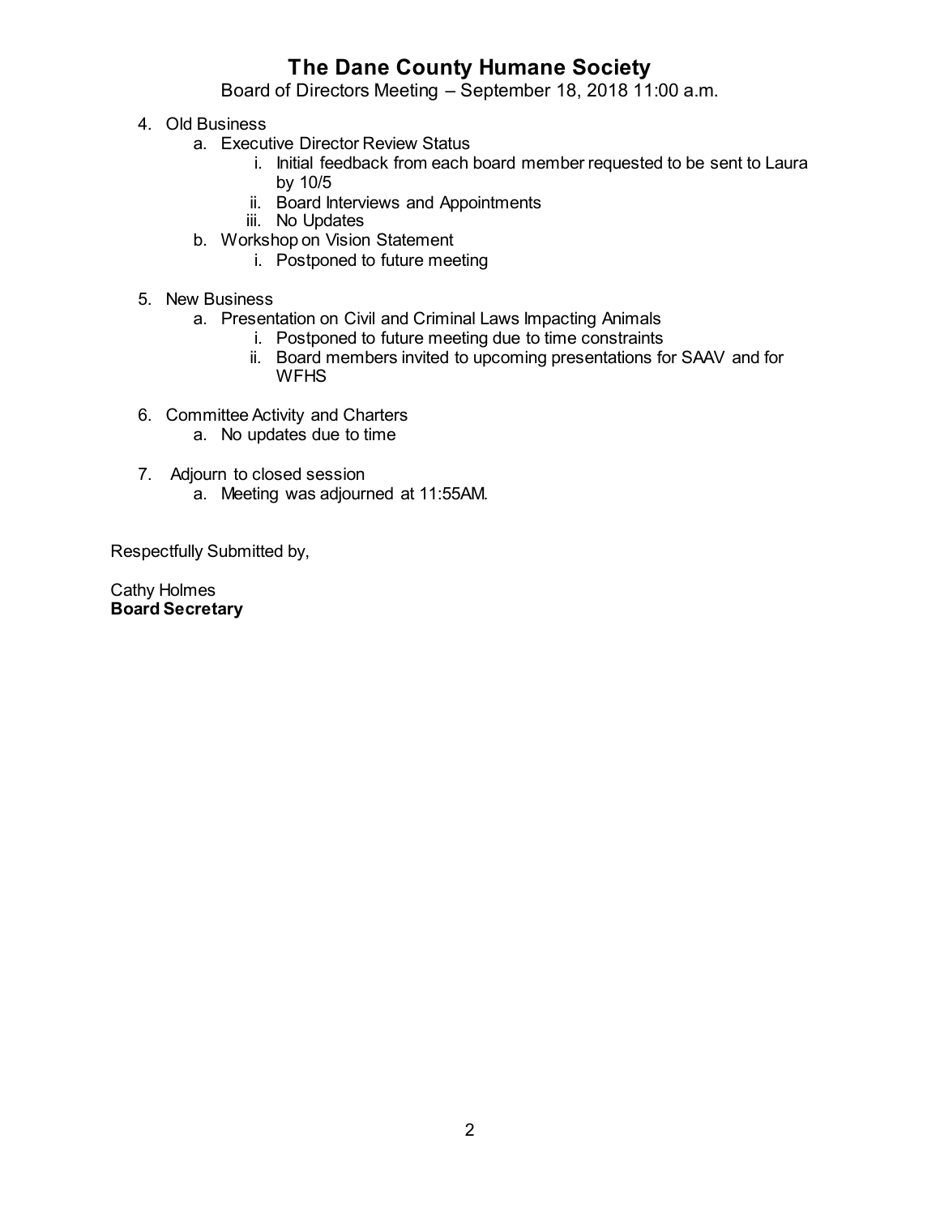# The Dane County Humane Society

Board of Directors Meeting – September 18, 2018 11:00 a.m.

4. Old Business
    a. Executive Director Review Status
        i. Initial feedback from each board member requested to be sent to Laura by 10/5
        ii. Board Interviews and Appointments
        iii. No Updates
    b. Workshop on Vision Statement
        i. Postponed to future meeting

5. New Business
    a. Presentation on Civil and Criminal Laws Impacting Animals
        i. Postponed to future meeting due to time constraints
        ii. Board members invited to upcoming presentations for SAAV and for WFHS

6. Committee Activity and Charters
    a. No updates due to time

7. Adjourn to closed session
    a. Meeting was adjourned at 11:55AM.

Respectfully Submitted by,

Cathy Holmes
**Board Secretary**